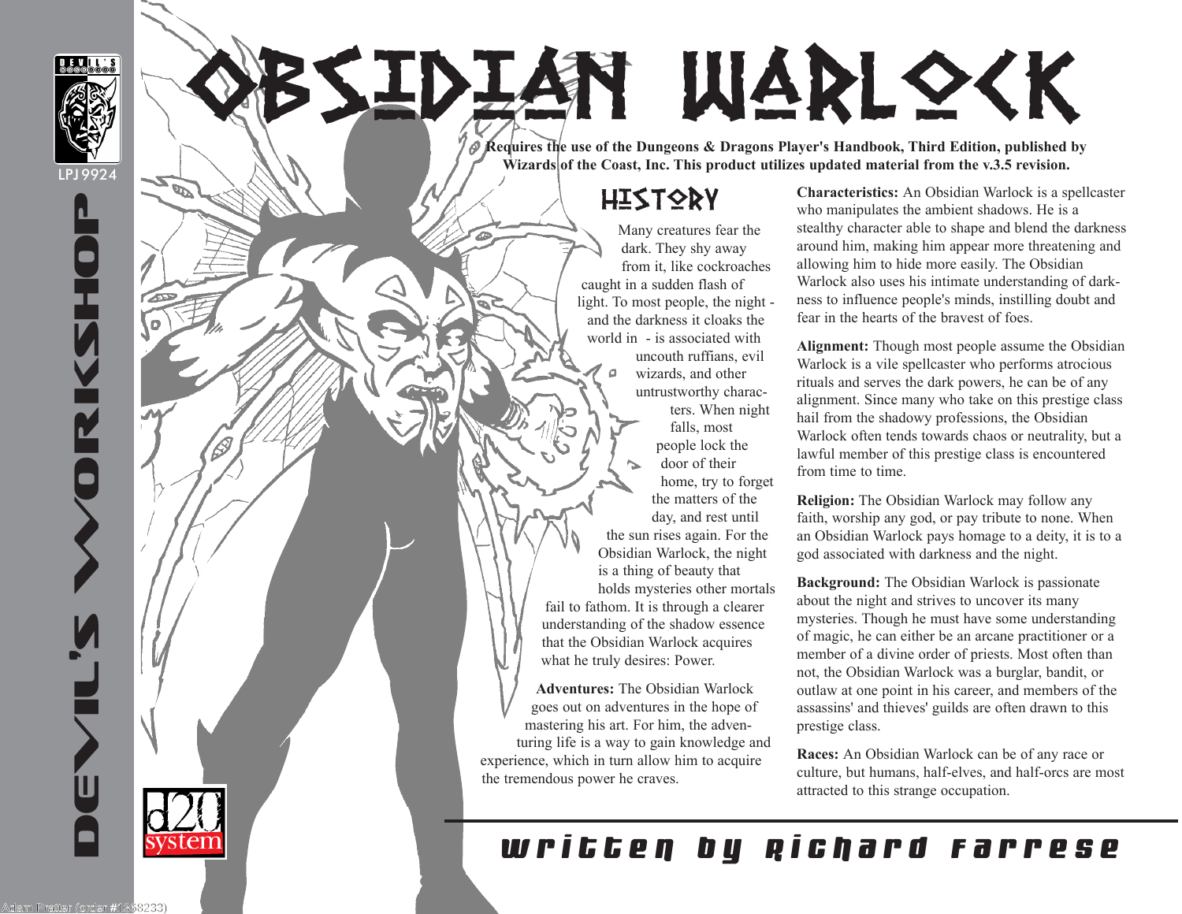# OBSIDIAN WARLOCK

**Requires the use of the Dungeons & Dragons Player's Handbook, Third Edition, published by Wizards of the Coast, Inc. This product utilizes updated material from the v.3.5 revision.**

## HISTORY

Many creatures fear the dark. They shy away from it, like cockroaches caught in a sudden flash of light. To most people, the night - and the darkness it cloaks the world in - is associated with uncouth ruffians, evil wizards, and other untrustworthy characters. When night falls, most people lock the door of their home, try to forget the matters of the day, and rest until the sun rises again. For the Obsidian Warlock, the night is a thing of beauty that holds mysteries other mortals fail to fathom. It is through a clearer understanding of the shadow essence that the Obsidian Warlock acquires what he truly desires: Power.

**Adventures:** The Obsidian Warlock goes out on adventures in the hope of mastering his art. For him, the adventuring life is a way to gain knowledge and experience, which in turn allow him to acquire the tremendous power he craves.

**Characteristics:** An Obsidian Warlock is a spellcaster who manipulates the ambient shadows. He is a stealthy character able to shape and blend the darkness around him, making him appear more threatening and allowing him to hide more easily. The Obsidian Warlock also uses his intimate understanding of darkness to influence people's minds, instilling doubt and fear in the hearts of the bravest of foes.

**Alignment:** Though most people assume the Obsidian Warlock is a vile spellcaster who performs atrocious rituals and serves the dark powers, he can be of any alignment. Since many who take on this prestige class hail from the shadowy professions, the Obsidian Warlock often tends towards chaos or neutrality, but a lawful member of this prestige class is encountered from time to time.

**Religion:** The Obsidian Warlock may follow any faith, worship any god, or pay tribute to none. When an Obsidian Warlock pays homage to a deity, it is to a god associated with darkness and the night.

**Background:** The Obsidian Warlock is passionate about the night and strives to uncover its many mysteries. Though he must have some understanding of magic, he can either be an arcane practitioner or a member of a divine order of priests. Most often than not, the Obsidian Warlock was a burglar, bandit, or outlaw at one point in his career, and members of the assassins' and thieves' guilds are often drawn to this prestige class.

**Races:** An Obsidian Warlock can be of any race or culture, but humans, half-elves, and half-orcs are most attracted to this strange occupation.

*Written by Richard Farrese*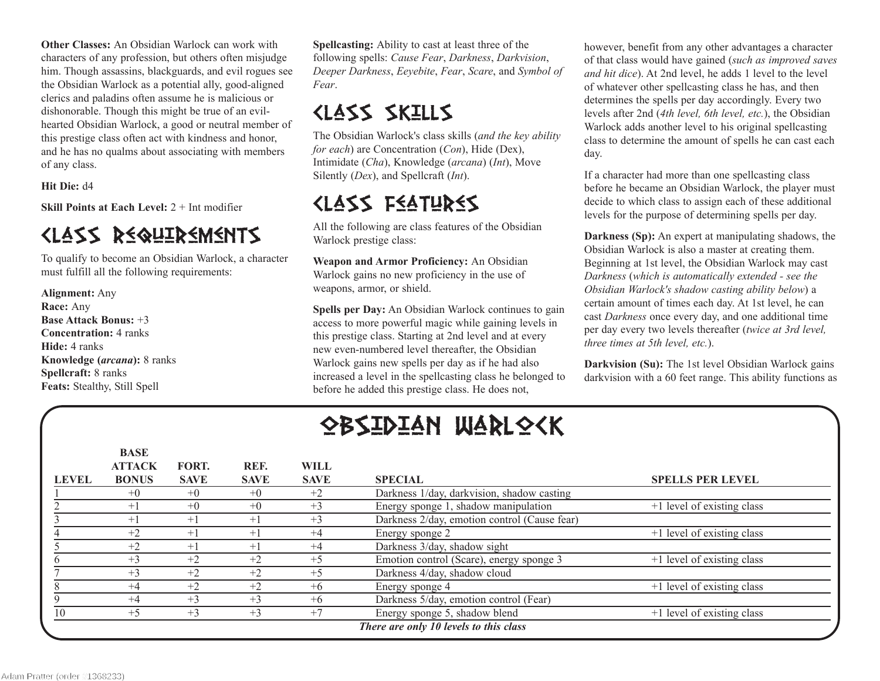**Other Classes:** An Obsidian Warlock can work with characters of any profession, but others often misjudge him. Though assassins, blackguards, and evil rogues see the Obsidian Warlock as a potential ally, good-aligned clerics and paladins often assume he is malicious or dishonorable. Though this might be true of an evil-hearted Obsidian Warlock, a good or neutral member of this prestige class often act with kindness and honor, and he has no qualms about associating with members of any class.

**Hit Die:** d4

**Skill Points at Each Level:** 2 + Int modifier

## Class Requirements

To qualify to become an Obsidian Warlock, a character must fulfill all the following requirements:

**Alignment:** Any
**Race:** Any
**Base Attack Bonus:** +3
**Concentration:** 4 ranks
**Hide:** 4 ranks
**Knowledge (*arcana*):** 8 ranks
**Spellcraft:** 8 ranks
**Feats:** Stealthy, Still Spell
**Spellcasting:** Ability to cast at least three of the following spells: *Cause Fear*, *Darkness*, *Darkvision*, *Deeper Darkness*, *Eyebite*, *Fear*, *Scare*, and *Symbol of Fear*.

## Class Skills

The Obsidian Warlock's class skills (*and the key ability for each*) are Concentration (*Con*), Hide (Dex), Intimidate (*Cha*), Knowledge (*arcana*) (*Int*), Move Silently (*Dex*), and Spellcraft (*Int*).

## Class Features

All the following are class features of the Obsidian Warlock prestige class:

**Weapon and Armor Proficiency:** An Obsidian Warlock gains no new proficiency in the use of weapons, armor, or shield.

**Spells per Day:** An Obsidian Warlock continues to gain access to more powerful magic while gaining levels in this prestige class. Starting at 2nd level and at every new even-numbered level thereafter, the Obsidian Warlock gains new spells per day as if he had also increased a level in the spellcasting class he belonged to before he added this prestige class. He does not, however, benefit from any other advantages a character of that class would have gained (*such as improved saves and hit dice*). At 2nd level, he adds 1 level to the level of whatever other spellcasting class he has, and then determines the spells per day accordingly. Every two levels after 2nd (*4th level, 6th level, etc.*), the Obsidian Warlock adds another level to his original spellcasting class to determine the amount of spells he can cast each day.

If a character had more than one spellcasting class before he became an Obsidian Warlock, the player must decide to which class to assign each of these additional levels for the purpose of determining spells per day.

**Darkness (Sp):** An expert at manipulating shadows, the Obsidian Warlock is also a master at creating them. Beginning at 1st level, the Obsidian Warlock may cast *Darkness* (*which is automatically extended - see the Obsidian Warlock's shadow casting ability below*) a certain amount of times each day. At 1st level, he can cast *Darkness* once every day, and one additional time per day every two levels thereafter (*twice at 3rd level, three times at 5th level, etc.*).

**Darkvision (Su):** The 1st level Obsidian Warlock gains darkvision with a 60 feet range. This ability functions as

## Obsidian Warlock

| LEVEL | BASE ATTACK BONUS | FORT. SAVE | REF. SAVE | WILL SAVE | SPECIAL | SPELLS PER LEVEL |
|---|---|---|---|---|---|---|
| 1 | +0 | +0 | +0 | +2 | Darkness 1/day, darkvision, shadow casting | |
| 2 | +1 | +0 | +0 | +3 | Energy sponge 1, shadow manipulation | +1 level of existing class |
| 3 | +1 | +1 | +1 | +3 | Darkness 2/day, emotion control (Cause fear) | |
| 4 | +2 | +1 | +1 | +4 | Energy sponge 2 | +1 level of existing class |
| 5 | +2 | +1 | +1 | +4 | Darkness 3/day, shadow sight | |
| 6 | +3 | +2 | +2 | +5 | Emotion control (Scare), energy sponge 3 | +1 level of existing class |
| 7 | +3 | +2 | +2 | +5 | Darkness 4/day, shadow cloud | |
| 8 | +4 | +2 | +2 | +6 | Energy sponge 4 | +1 level of existing class |
| 9 | +4 | +3 | +3 | +6 | Darkness 5/day, emotion control (Fear) | |
| 10 | +5 | +3 | +3 | +7 | Energy sponge 5, shadow blend | +1 level of existing class |

***There are only 10 levels to this class***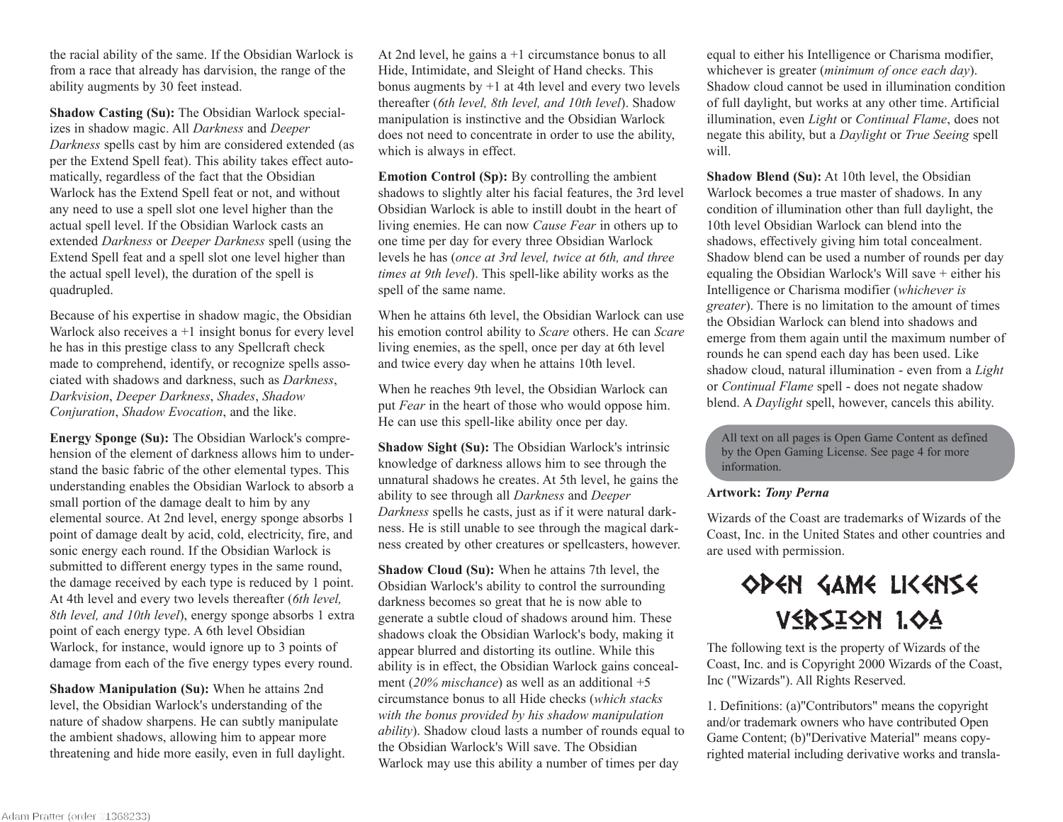the racial ability of the same. If the Obsidian Warlock is from a race that already has darvision, the range of the ability augments by 30 feet instead.

**Shadow Casting (Su):** The Obsidian Warlock specializes in shadow magic. All *Darkness* and *Deeper Darkness* spells cast by him are considered extended (as per the Extend Spell feat). This ability takes effect automatically, regardless of the fact that the Obsidian Warlock has the Extend Spell feat or not, and without any need to use a spell slot one level higher than the actual spell level. If the Obsidian Warlock casts an extended *Darkness* or *Deeper Darkness* spell (using the Extend Spell feat and a spell slot one level higher than the actual spell level), the duration of the spell is quadrupled.

Because of his expertise in shadow magic, the Obsidian Warlock also receives a +1 insight bonus for every level he has in this prestige class to any Spellcraft check made to comprehend, identify, or recognize spells associated with shadows and darkness, such as *Darkness*, *Darkvision*, *Deeper Darkness*, *Shades*, *Shadow Conjuration*, *Shadow Evocation*, and the like.

**Energy Sponge (Su):** The Obsidian Warlock's comprehension of the element of darkness allows him to understand the basic fabric of the other elemental types. This understanding enables the Obsidian Warlock to absorb a small portion of the damage dealt to him by any elemental source. At 2nd level, energy sponge absorbs 1 point of damage dealt by acid, cold, electricity, fire, and sonic energy each round. If the Obsidian Warlock is submitted to different energy types in the same round, the damage received by each type is reduced by 1 point. At 4th level and every two levels thereafter (*6th level, 8th level, and 10th level*), energy sponge absorbs 1 extra point of each energy type. A 6th level Obsidian Warlock, for instance, would ignore up to 3 points of damage from each of the five energy types every round.

**Shadow Manipulation (Su):** When he attains 2nd level, the Obsidian Warlock's understanding of the nature of shadow sharpens. He can subtly manipulate the ambient shadows, allowing him to appear more threatening and hide more easily, even in full daylight. At 2nd level, he gains a +1 circumstance bonus to all Hide, Intimidate, and Sleight of Hand checks. This bonus augments by +1 at 4th level and every two levels thereafter (*6th level, 8th level, and 10th level*). Shadow manipulation is instinctive and the Obsidian Warlock does not need to concentrate in order to use the ability, which is always in effect.

**Emotion Control (Sp):** By controlling the ambient shadows to slightly alter his facial features, the 3rd level Obsidian Warlock is able to instill doubt in the heart of living enemies. He can now *Cause Fear* in others up to one time per day for every three Obsidian Warlock levels he has (*once at 3rd level, twice at 6th, and three times at 9th level*). This spell-like ability works as the spell of the same name.

When he attains 6th level, the Obsidian Warlock can use his emotion control ability to *Scare* others. He can *Scare* living enemies, as the spell, once per day at 6th level and twice every day when he attains 10th level.

When he reaches 9th level, the Obsidian Warlock can put *Fear* in the heart of those who would oppose him. He can use this spell-like ability once per day.

**Shadow Sight (Su):** The Obsidian Warlock's intrinsic knowledge of darkness allows him to see through the unnatural shadows he creates. At 5th level, he gains the ability to see through all *Darkness* and *Deeper Darkness* spells he casts, just as if it were natural darkness. He is still unable to see through the magical darkness created by other creatures or spellcasters, however.

**Shadow Cloud (Su):** When he attains 7th level, the Obsidian Warlock's ability to control the surrounding darkness becomes so great that he is now able to generate a subtle cloud of shadows around him. These shadows cloak the Obsidian Warlock's body, making it appear blurred and distorting its outline. While this ability is in effect, the Obsidian Warlock gains concealment (*20% mischance*) as well as an additional +5 circumstance bonus to all Hide checks (*which stacks with the bonus provided by his shadow manipulation ability*). Shadow cloud lasts a number of rounds equal to the Obsidian Warlock's Will save. The Obsidian Warlock may use this ability a number of times per day equal to either his Intelligence or Charisma modifier, whichever is greater (*minimum of once each day*). Shadow cloud cannot be used in illumination condition of full daylight, but works at any other time. Artificial illumination, even *Light* or *Continual Flame*, does not negate this ability, but a *Daylight* or *True Seeing* spell will.

**Shadow Blend (Su):** At 10th level, the Obsidian Warlock becomes a true master of shadows. In any condition of illumination other than full daylight, the 10th level Obsidian Warlock can blend into the shadows, effectively giving him total concealment. Shadow blend can be used a number of rounds per day equaling the Obsidian Warlock's Will save + either his Intelligence or Charisma modifier (*whichever is greater*). There is no limitation to the amount of times the Obsidian Warlock can blend into shadows and emerge from them again until the maximum number of rounds he can spend each day has been used. Like shadow cloud, natural illumination - even from a *Light* or *Continual Flame* spell - does not negate shadow blend. A *Daylight* spell, however, cancels this ability.

All text on all pages is Open Game Content as defined by the Open Gaming License. See page 4 for more information.

**Artwork:** ***Tony Perna***

Wizards of the Coast are trademarks of Wizards of the Coast, Inc. in the United States and other countries and are used with permission.

# Open Game License Version 1.0a

The following text is the property of Wizards of the Coast, Inc. and is Copyright 2000 Wizards of the Coast, Inc ("Wizards"). All Rights Reserved.

1. Definitions: (a)"Contributors" means the copyright and/or trademark owners who have contributed Open Game Content; (b)"Derivative Material" means copyrighted material including derivative works and transla-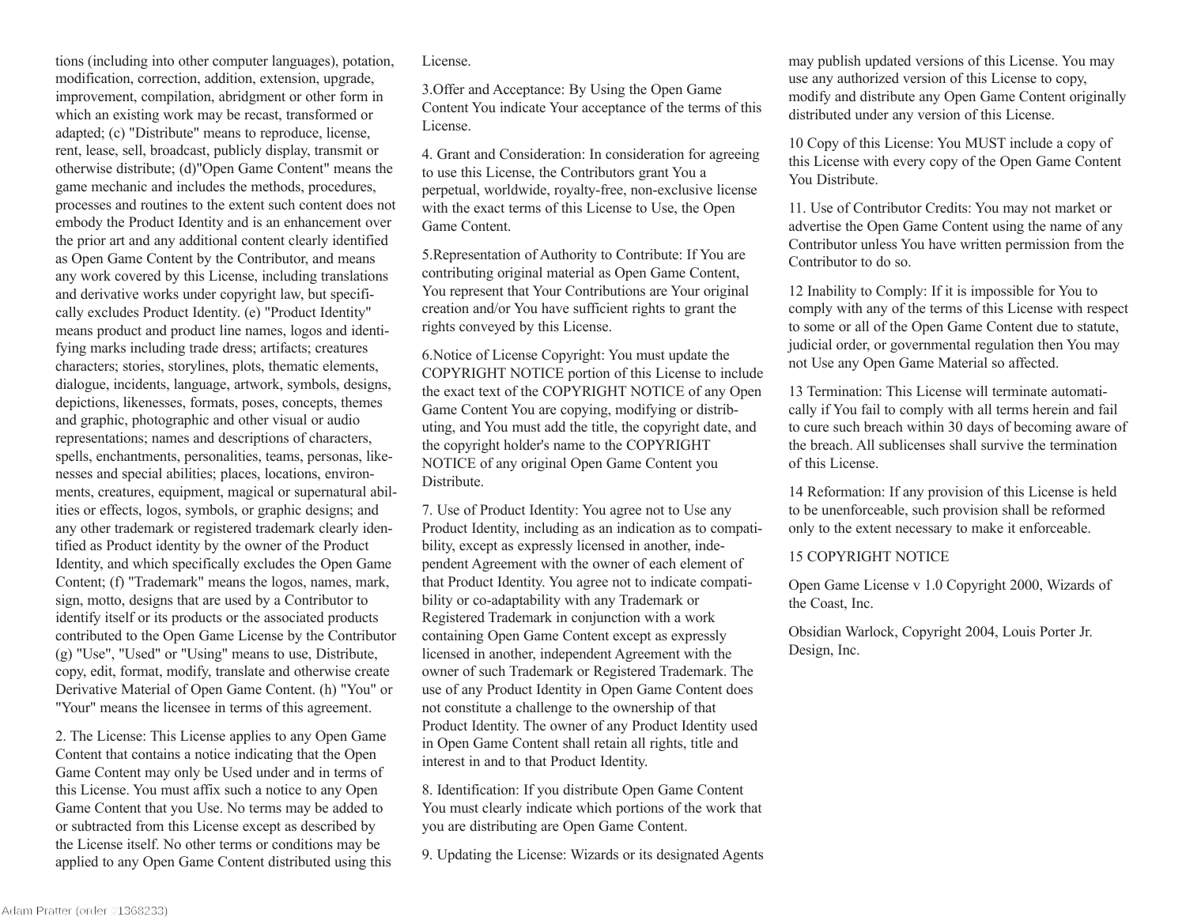tions (including into other computer languages), potation, modification, correction, addition, extension, upgrade, improvement, compilation, abridgment or other form in which an existing work may be recast, transformed or adapted; (c) "Distribute" means to reproduce, license, rent, lease, sell, broadcast, publicly display, transmit or otherwise distribute; (d)"Open Game Content" means the game mechanic and includes the methods, procedures, processes and routines to the extent such content does not embody the Product Identity and is an enhancement over the prior art and any additional content clearly identified as Open Game Content by the Contributor, and means any work covered by this License, including translations and derivative works under copyright law, but specifically excludes Product Identity. (e) "Product Identity" means product and product line names, logos and identifying marks including trade dress; artifacts; creatures characters; stories, storylines, plots, thematic elements, dialogue, incidents, language, artwork, symbols, designs, depictions, likenesses, formats, poses, concepts, themes and graphic, photographic and other visual or audio representations; names and descriptions of characters, spells, enchantments, personalities, teams, personas, likenesses and special abilities; places, locations, environments, creatures, equipment, magical or supernatural abilities or effects, logos, symbols, or graphic designs; and any other trademark or registered trademark clearly identified as Product identity by the owner of the Product Identity, and which specifically excludes the Open Game Content; (f) "Trademark" means the logos, names, mark, sign, motto, designs that are used by a Contributor to identify itself or its products or the associated products contributed to the Open Game License by the Contributor (g) "Use", "Used" or "Using" means to use, Distribute, copy, edit, format, modify, translate and otherwise create Derivative Material of Open Game Content. (h) "You" or "Your" means the licensee in terms of this agreement.

2. The License: This License applies to any Open Game Content that contains a notice indicating that the Open Game Content may only be Used under and in terms of this License. You must affix such a notice to any Open Game Content that you Use. No terms may be added to or subtracted from this License except as described by the License itself. No other terms or conditions may be applied to any Open Game Content distributed using this License.

3.Offer and Acceptance: By Using the Open Game Content You indicate Your acceptance of the terms of this License.

4. Grant and Consideration: In consideration for agreeing to use this License, the Contributors grant You a perpetual, worldwide, royalty-free, non-exclusive license with the exact terms of this License to Use, the Open Game Content.

5.Representation of Authority to Contribute: If You are contributing original material as Open Game Content, You represent that Your Contributions are Your original creation and/or You have sufficient rights to grant the rights conveyed by this License.

6.Notice of License Copyright: You must update the COPYRIGHT NOTICE portion of this License to include the exact text of the COPYRIGHT NOTICE of any Open Game Content You are copying, modifying or distributing, and You must add the title, the copyright date, and the copyright holder's name to the COPYRIGHT NOTICE of any original Open Game Content you Distribute.

7. Use of Product Identity: You agree not to Use any Product Identity, including as an indication as to compatibility, except as expressly licensed in another, independent Agreement with the owner of each element of that Product Identity. You agree not to indicate compatibility or co-adaptability with any Trademark or Registered Trademark in conjunction with a work containing Open Game Content except as expressly licensed in another, independent Agreement with the owner of such Trademark or Registered Trademark. The use of any Product Identity in Open Game Content does not constitute a challenge to the ownership of that Product Identity. The owner of any Product Identity used in Open Game Content shall retain all rights, title and interest in and to that Product Identity.

8. Identification: If you distribute Open Game Content You must clearly indicate which portions of the work that you are distributing are Open Game Content.

9. Updating the License: Wizards or its designated Agents may publish updated versions of this License. You may use any authorized version of this License to copy, modify and distribute any Open Game Content originally distributed under any version of this License.

10 Copy of this License: You MUST include a copy of this License with every copy of the Open Game Content You Distribute.

11. Use of Contributor Credits: You may not market or advertise the Open Game Content using the name of any Contributor unless You have written permission from the Contributor to do so.

12 Inability to Comply: If it is impossible for You to comply with any of the terms of this License with respect to some or all of the Open Game Content due to statute, judicial order, or governmental regulation then You may not Use any Open Game Material so affected.

13 Termination: This License will terminate automatically if You fail to comply with all terms herein and fail to cure such breach within 30 days of becoming aware of the breach. All sublicenses shall survive the termination of this License.

14 Reformation: If any provision of this License is held to be unenforceable, such provision shall be reformed only to the extent necessary to make it enforceable.

15 COPYRIGHT NOTICE

Open Game License v 1.0 Copyright 2000, Wizards of the Coast, Inc.

Obsidian Warlock, Copyright 2004, Louis Porter Jr. Design, Inc.